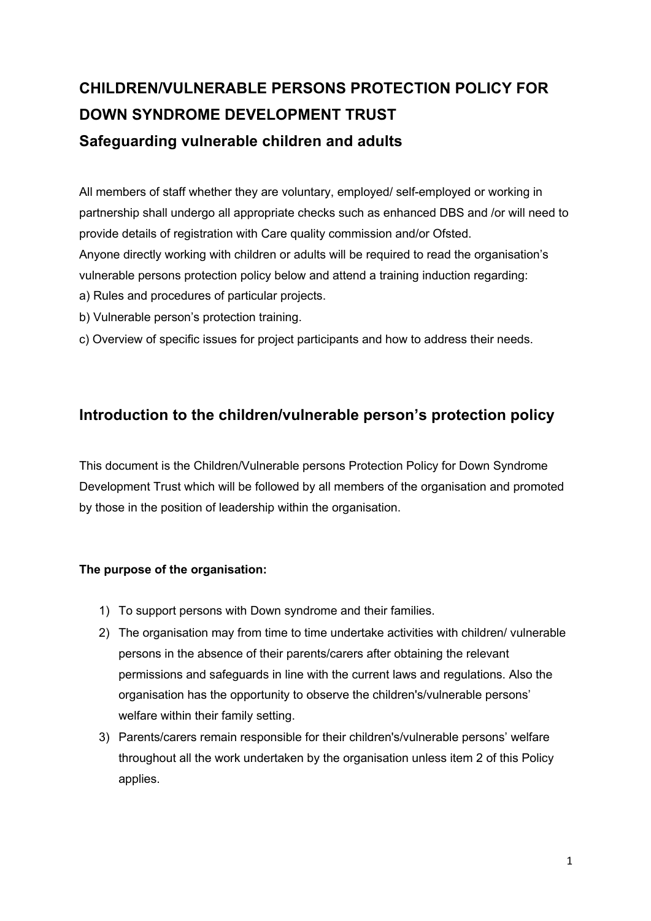# CHILDREN/VULNERABLE PERSONS PROTECTION POLICY FOR DOWN SYNDROME DEVELOPMENT TRUST

## Safeguarding vulnerable children and adults

All members of staff whether they are voluntary, employed/ self-employed or working in partnership shall undergo all appropriate checks such as enhanced DBS and /or will need to provide details of registration with Care quality commission and/or Ofsted.
Anyone directly working with children or adults will be required to read the organisation's vulnerable persons protection policy below and attend a training induction regarding:

a) Rules and procedures of particular projects.

b) Vulnerable person's protection training.

c) Overview of specific issues for project participants and how to address their needs.

## Introduction to the children/vulnerable person's protection policy

This document is the Children/Vulnerable persons Protection Policy for Down Syndrome Development Trust which will be followed by all members of the organisation and promoted by those in the position of leadership within the organisation.

**The purpose of the organisation:**

1) To support persons with Down syndrome and their families.
2) The organisation may from time to time undertake activities with children/ vulnerable persons in the absence of their parents/carers after obtaining the relevant permissions and safeguards in line with the current laws and regulations. Also the organisation has the opportunity to observe the children's/vulnerable persons' welfare within their family setting.
3) Parents/carers remain responsible for their children's/vulnerable persons' welfare throughout all the work undertaken by the organisation unless item 2 of this Policy applies.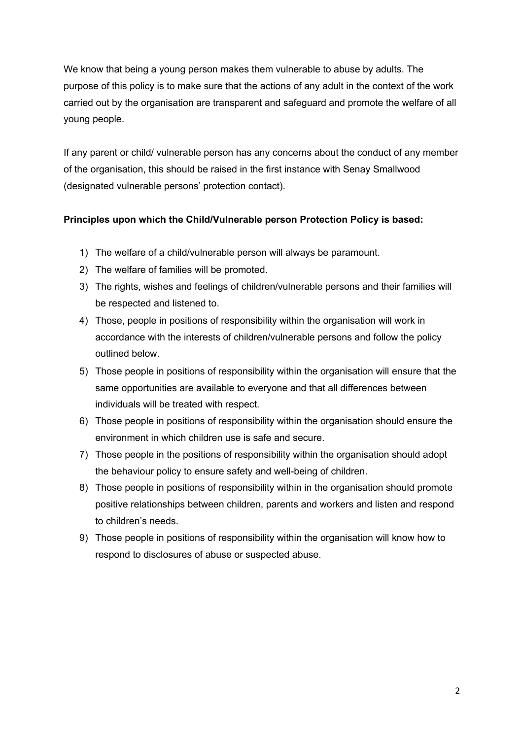We know that being a young person makes them vulnerable to abuse by adults. The purpose of this policy is to make sure that the actions of any adult in the context of the work carried out by the organisation are transparent and safeguard and promote the welfare of all young people.

If any parent or child/ vulnerable person has any concerns about the conduct of any member of the organisation, this should be raised in the first instance with Senay Smallwood (designated vulnerable persons' protection contact).

**Principles upon which the Child/Vulnerable person Protection Policy is based:**

1) The welfare of a child/vulnerable person will always be paramount.
2) The welfare of families will be promoted.
3) The rights, wishes and feelings of children/vulnerable persons and their families will be respected and listened to.
4) Those, people in positions of responsibility within the organisation will work in accordance with the interests of children/vulnerable persons and follow the policy outlined below.
5) Those people in positions of responsibility within the organisation will ensure that the same opportunities are available to everyone and that all differences between individuals will be treated with respect.
6) Those people in positions of responsibility within the organisation should ensure the environment in which children use is safe and secure.
7) Those people in the positions of responsibility within the organisation should adopt the behaviour policy to ensure safety and well-being of children.
8) Those people in positions of responsibility within in the organisation should promote positive relationships between children, parents and workers and listen and respond to children's needs.
9) Those people in positions of responsibility within the organisation will know how to respond to disclosures of abuse or suspected abuse.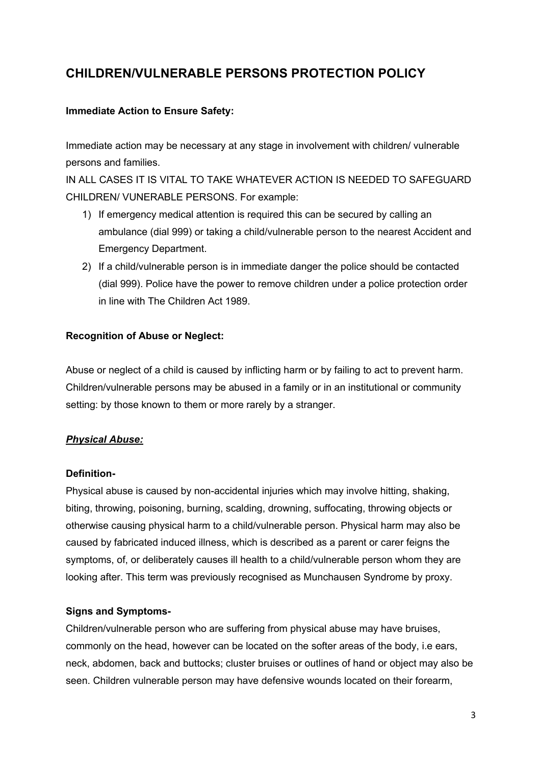# CHILDREN/VULNERABLE PERSONS PROTECTION POLICY

**Immediate Action to Ensure Safety:**

Immediate action may be necessary at any stage in involvement with children/ vulnerable persons and families.

IN ALL CASES IT IS VITAL TO TAKE WHATEVER ACTION IS NEEDED TO SAFEGUARD CHILDREN/ VUNERABLE PERSONS. For example:

1) If emergency medical attention is required this can be secured by calling an ambulance (dial 999) or taking a child/vulnerable person to the nearest Accident and Emergency Department.
2) If a child/vulnerable person is in immediate danger the police should be contacted (dial 999). Police have the power to remove children under a police protection order in line with The Children Act 1989.

**Recognition of Abuse or Neglect:**

Abuse or neglect of a child is caused by inflicting harm or by failing to act to prevent harm. Children/vulnerable persons may be abused in a family or in an institutional or community setting: by those known to them or more rarely by a stranger.

***Physical Abuse:***

**Definition-**

Physical abuse is caused by non-accidental injuries which may involve hitting, shaking, biting, throwing, poisoning, burning, scalding, drowning, suffocating, throwing objects or otherwise causing physical harm to a child/vulnerable person. Physical harm may also be caused by fabricated induced illness, which is described as a parent or carer feigns the symptoms, of, or deliberately causes ill health to a child/vulnerable person whom they are looking after. This term was previously recognised as Munchausen Syndrome by proxy.

**Signs and Symptoms-**

Children/vulnerable person who are suffering from physical abuse may have bruises, commonly on the head, however can be located on the softer areas of the body, i.e ears, neck, abdomen, back and buttocks; cluster bruises or outlines of hand or object may also be seen. Children vulnerable person may have defensive wounds located on their forearm,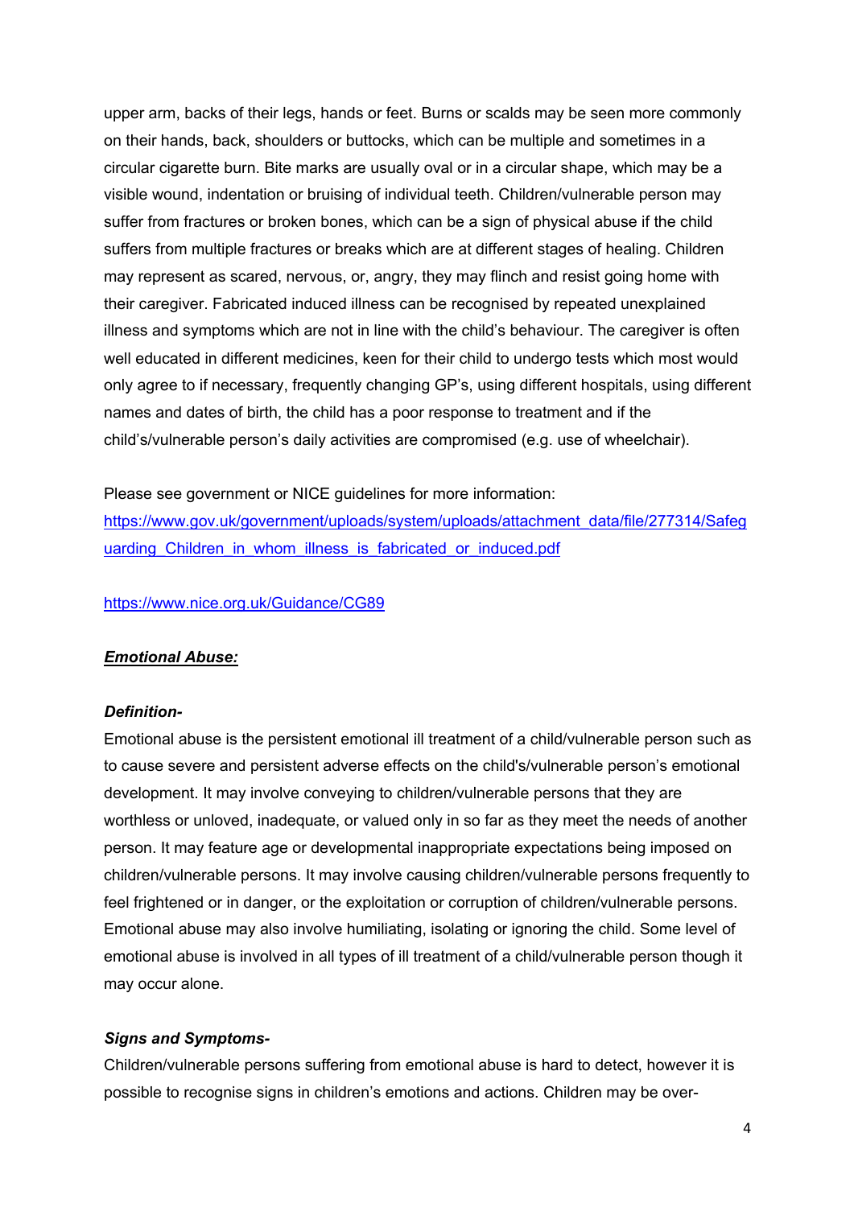upper arm, backs of their legs, hands or feet. Burns or scalds may be seen more commonly on their hands, back, shoulders or buttocks, which can be multiple and sometimes in a circular cigarette burn. Bite marks are usually oval or in a circular shape, which may be a visible wound, indentation or bruising of individual teeth. Children/vulnerable person may suffer from fractures or broken bones, which can be a sign of physical abuse if the child suffers from multiple fractures or breaks which are at different stages of healing. Children may represent as scared, nervous, or, angry, they may flinch and resist going home with their caregiver. Fabricated induced illness can be recognised by repeated unexplained illness and symptoms which are not in line with the child's behaviour. The caregiver is often well educated in different medicines, keen for their child to undergo tests which most would only agree to if necessary, frequently changing GP's, using different hospitals, using different names and dates of birth, the child has a poor response to treatment and if the child's/vulnerable person's daily activities are compromised (e.g. use of wheelchair).

Please see government or NICE guidelines for more information:
[https://www.gov.uk/government/uploads/system/uploads/attachment_data/file/277314/Safeguarding_Children_in_whom_illness_is_fabricated_or_induced.pdf](https://www.gov.uk/government/uploads/system/uploads/attachment_data/file/277314/Safeguarding_Children_in_whom_illness_is_fabricated_or_induced.pdf)

[https://www.nice.org.uk/Guidance/CG89](https://www.nice.org.uk/Guidance/CG89)

***Emotional Abuse:***

***Definition-***

Emotional abuse is the persistent emotional ill treatment of a child/vulnerable person such as to cause severe and persistent adverse effects on the child's/vulnerable person's emotional development. It may involve conveying to children/vulnerable persons that they are worthless or unloved, inadequate, or valued only in so far as they meet the needs of another person. It may feature age or developmental inappropriate expectations being imposed on children/vulnerable persons. It may involve causing children/vulnerable persons frequently to feel frightened or in danger, or the exploitation or corruption of children/vulnerable persons. Emotional abuse may also involve humiliating, isolating or ignoring the child. Some level of emotional abuse is involved in all types of ill treatment of a child/vulnerable person though it may occur alone.

***Signs and Symptoms-***

Children/vulnerable persons suffering from emotional abuse is hard to detect, however it is possible to recognise signs in children's emotions and actions. Children may be over-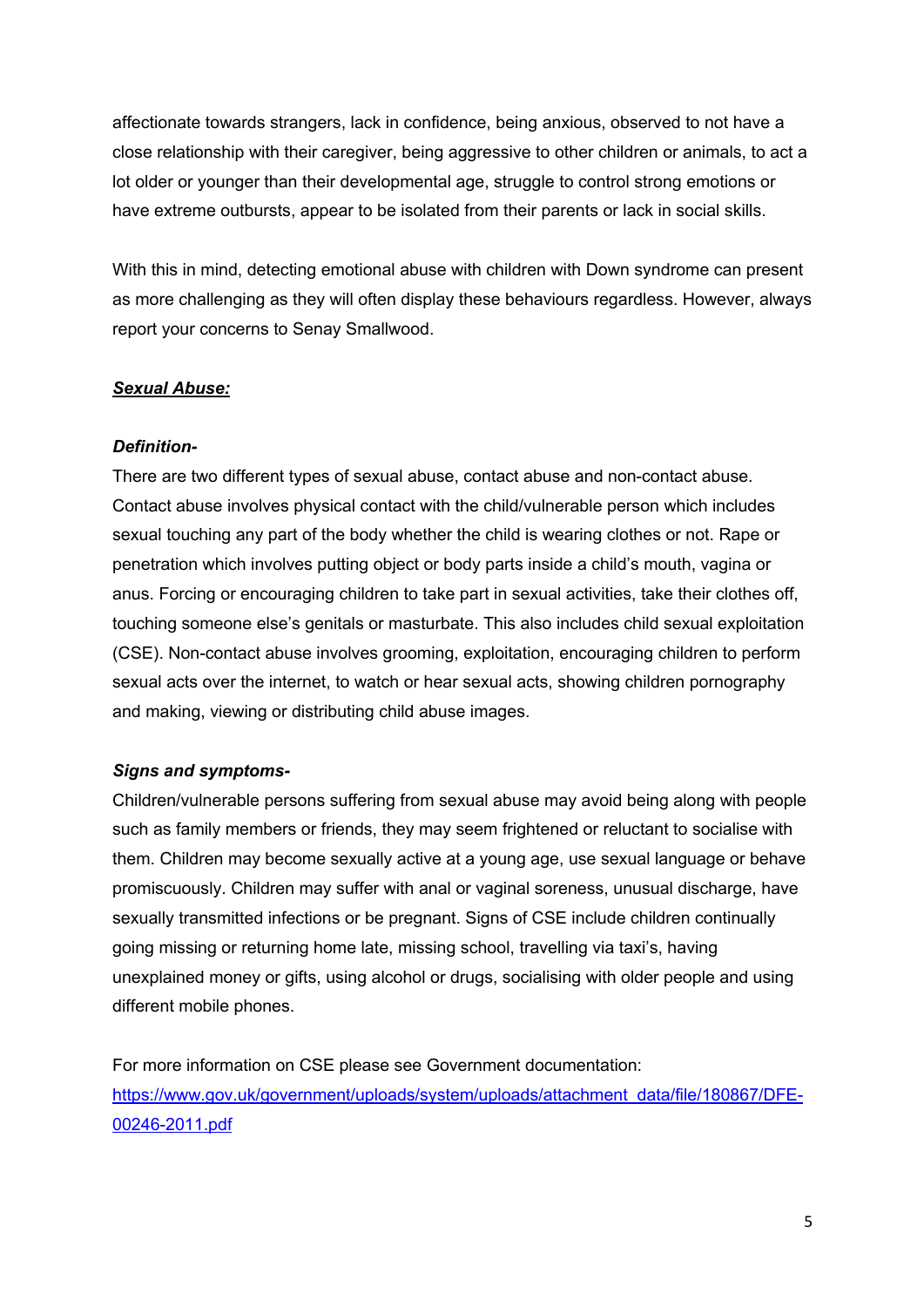affectionate towards strangers, lack in confidence, being anxious, observed to not have a close relationship with their caregiver, being aggressive to other children or animals, to act a lot older or younger than their developmental age, struggle to control strong emotions or have extreme outbursts, appear to be isolated from their parents or lack in social skills.

With this in mind, detecting emotional abuse with children with Down syndrome can present as more challenging as they will often display these behaviours regardless. However, always report your concerns to Senay Smallwood.

***Sexual Abuse:***

***Definition-***

There are two different types of sexual abuse, contact abuse and non-contact abuse. Contact abuse involves physical contact with the child/vulnerable person which includes sexual touching any part of the body whether the child is wearing clothes or not. Rape or penetration which involves putting object or body parts inside a child's mouth, vagina or anus. Forcing or encouraging children to take part in sexual activities, take their clothes off, touching someone else's genitals or masturbate. This also includes child sexual exploitation (CSE). Non-contact abuse involves grooming, exploitation, encouraging children to perform sexual acts over the internet, to watch or hear sexual acts, showing children pornography and making, viewing or distributing child abuse images.

***Signs and symptoms-***

Children/vulnerable persons suffering from sexual abuse may avoid being along with people such as family members or friends, they may seem frightened or reluctant to socialise with them. Children may become sexually active at a young age, use sexual language or behave promiscuously. Children may suffer with anal or vaginal soreness, unusual discharge, have sexually transmitted infections or be pregnant. Signs of CSE include children continually going missing or returning home late, missing school, travelling via taxi's, having unexplained money or gifts, using alcohol or drugs, socialising with older people and using different mobile phones.

For more information on CSE please see Government documentation:
https://www.gov.uk/government/uploads/system/uploads/attachment_data/file/180867/DFE-00246-2011.pdf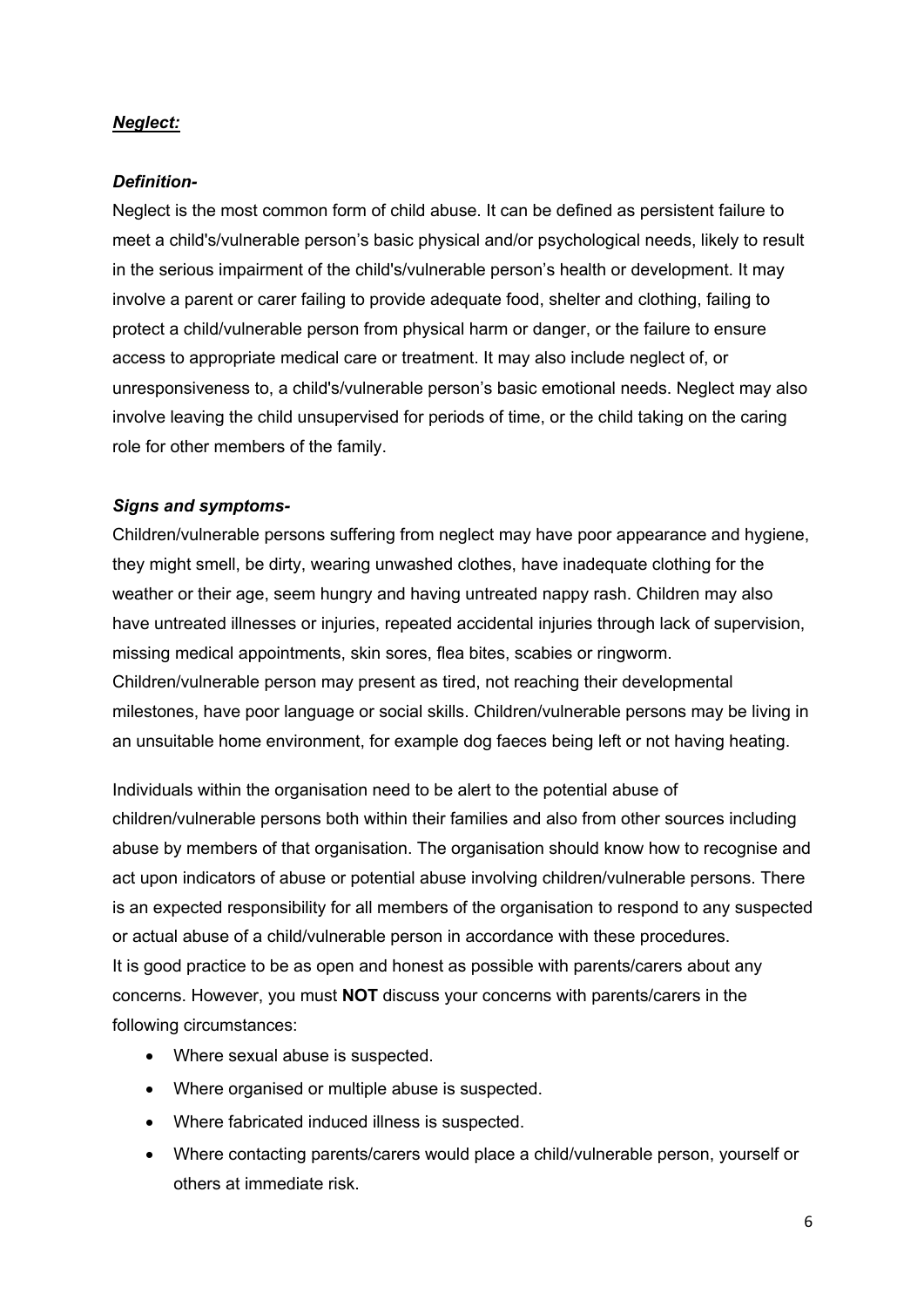***Neglect:***

***Definition-***

Neglect is the most common form of child abuse. It can be defined as persistent failure to meet a child's/vulnerable person's basic physical and/or psychological needs, likely to result in the serious impairment of the child's/vulnerable person's health or development. It may involve a parent or carer failing to provide adequate food, shelter and clothing, failing to protect a child/vulnerable person from physical harm or danger, or the failure to ensure access to appropriate medical care or treatment. It may also include neglect of, or unresponsiveness to, a child's/vulnerable person's basic emotional needs. Neglect may also involve leaving the child unsupervised for periods of time, or the child taking on the caring role for other members of the family.

***Signs and symptoms-***

Children/vulnerable persons suffering from neglect may have poor appearance and hygiene, they might smell, be dirty, wearing unwashed clothes, have inadequate clothing for the weather or their age, seem hungry and having untreated nappy rash. Children may also have untreated illnesses or injuries, repeated accidental injuries through lack of supervision, missing medical appointments, skin sores, flea bites, scabies or ringworm. Children/vulnerable person may present as tired, not reaching their developmental milestones, have poor language or social skills. Children/vulnerable persons may be living in an unsuitable home environment, for example dog faeces being left or not having heating.

Individuals within the organisation need to be alert to the potential abuse of children/vulnerable persons both within their families and also from other sources including abuse by members of that organisation. The organisation should know how to recognise and act upon indicators of abuse or potential abuse involving children/vulnerable persons. There is an expected responsibility for all members of the organisation to respond to any suspected or actual abuse of a child/vulnerable person in accordance with these procedures.
It is good practice to be as open and honest as possible with parents/carers about any concerns. However, you must **NOT** discuss your concerns with parents/carers in the following circumstances:

- Where sexual abuse is suspected.
- Where organised or multiple abuse is suspected.
- Where fabricated induced illness is suspected.
- Where contacting parents/carers would place a child/vulnerable person, yourself or others at immediate risk.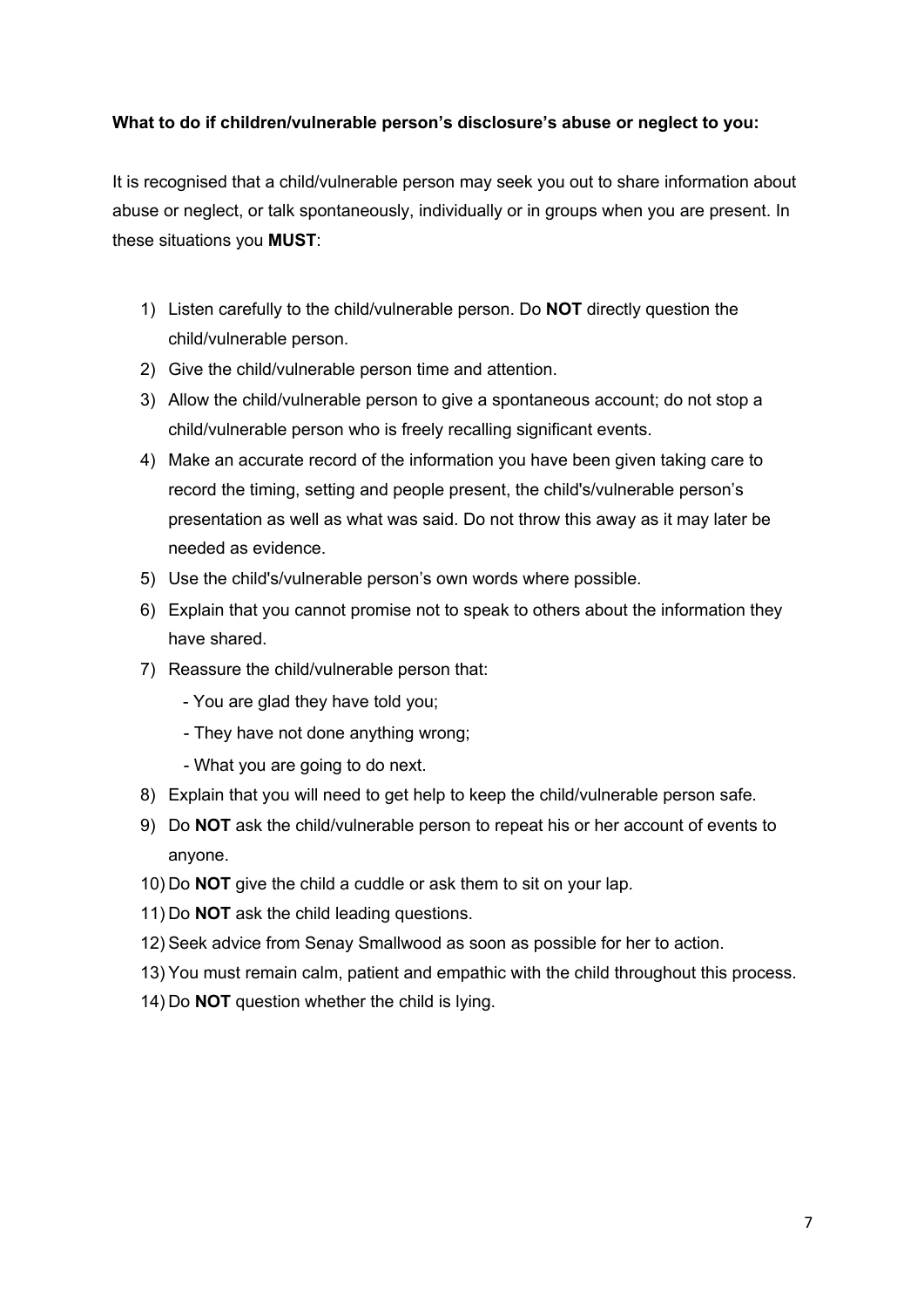**What to do if children/vulnerable person's disclosure's abuse or neglect to you:**

It is recognised that a child/vulnerable person may seek you out to share information about abuse or neglect, or talk spontaneously, individually or in groups when you are present. In these situations you **MUST**:

1) Listen carefully to the child/vulnerable person. Do **NOT** directly question the child/vulnerable person.
2) Give the child/vulnerable person time and attention.
3) Allow the child/vulnerable person to give a spontaneous account; do not stop a child/vulnerable person who is freely recalling significant events.
4) Make an accurate record of the information you have been given taking care to record the timing, setting and people present, the child's/vulnerable person's presentation as well as what was said. Do not throw this away as it may later be needed as evidence.
5) Use the child's/vulnerable person's own words where possible.
6) Explain that you cannot promise not to speak to others about the information they have shared.
7) Reassure the child/vulnerable person that:
   - You are glad they have told you;
   - They have not done anything wrong;
   - What you are going to do next.
8) Explain that you will need to get help to keep the child/vulnerable person safe.
9) Do **NOT** ask the child/vulnerable person to repeat his or her account of events to anyone.
10) Do **NOT** give the child a cuddle or ask them to sit on your lap.
11) Do **NOT** ask the child leading questions.
12) Seek advice from Senay Smallwood as soon as possible for her to action.
13) You must remain calm, patient and empathic with the child throughout this process.
14) Do **NOT** question whether the child is lying.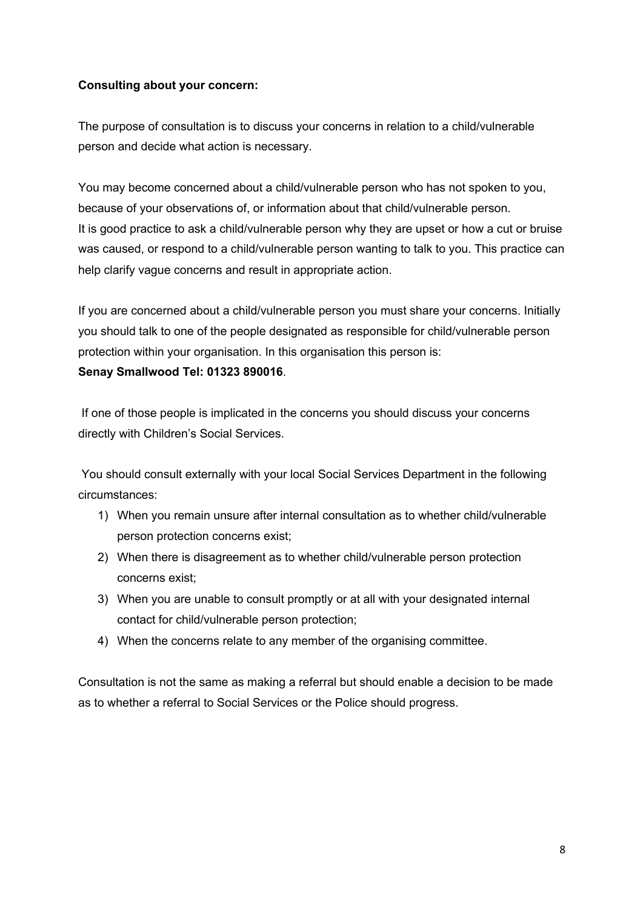**Consulting about your concern:**

The purpose of consultation is to discuss your concerns in relation to a child/vulnerable person and decide what action is necessary.

You may become concerned about a child/vulnerable person who has not spoken to you, because of your observations of, or information about that child/vulnerable person. It is good practice to ask a child/vulnerable person why they are upset or how a cut or bruise was caused, or respond to a child/vulnerable person wanting to talk to you. This practice can help clarify vague concerns and result in appropriate action.

If you are concerned about a child/vulnerable person you must share your concerns. Initially you should talk to one of the people designated as responsible for child/vulnerable person protection within your organisation. In this organisation this person is:
**Senay Smallwood Tel: 01323 890016**.

If one of those people is implicated in the concerns you should discuss your concerns directly with Children's Social Services.

You should consult externally with your local Social Services Department in the following circumstances:

1) When you remain unsure after internal consultation as to whether child/vulnerable person protection concerns exist;
2) When there is disagreement as to whether child/vulnerable person protection concerns exist;
3) When you are unable to consult promptly or at all with your designated internal contact for child/vulnerable person protection;
4) When the concerns relate to any member of the organising committee.

Consultation is not the same as making a referral but should enable a decision to be made as to whether a referral to Social Services or the Police should progress.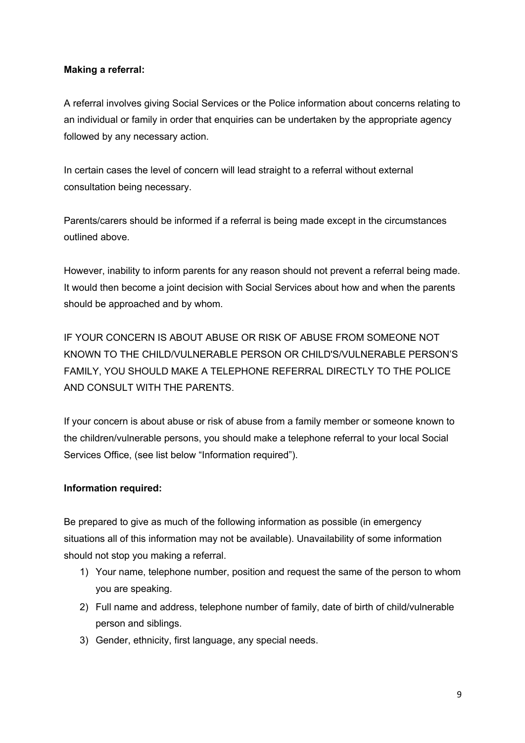**Making a referral:**

A referral involves giving Social Services or the Police information about concerns relating to an individual or family in order that enquiries can be undertaken by the appropriate agency followed by any necessary action.

In certain cases the level of concern will lead straight to a referral without external consultation being necessary.

Parents/carers should be informed if a referral is being made except in the circumstances outlined above.

However, inability to inform parents for any reason should not prevent a referral being made. It would then become a joint decision with Social Services about how and when the parents should be approached and by whom.

IF YOUR CONCERN IS ABOUT ABUSE OR RISK OF ABUSE FROM SOMEONE NOT KNOWN TO THE CHILD/VULNERABLE PERSON OR CHILD'S/VULNERABLE PERSON'S FAMILY, YOU SHOULD MAKE A TELEPHONE REFERRAL DIRECTLY TO THE POLICE AND CONSULT WITH THE PARENTS.

If your concern is about abuse or risk of abuse from a family member or someone known to the children/vulnerable persons, you should make a telephone referral to your local Social Services Office, (see list below "Information required").

**Information required:**

Be prepared to give as much of the following information as possible (in emergency situations all of this information may not be available). Unavailability of some information should not stop you making a referral.

1) Your name, telephone number, position and request the same of the person to whom you are speaking.
2) Full name and address, telephone number of family, date of birth of child/vulnerable person and siblings.
3) Gender, ethnicity, first language, any special needs.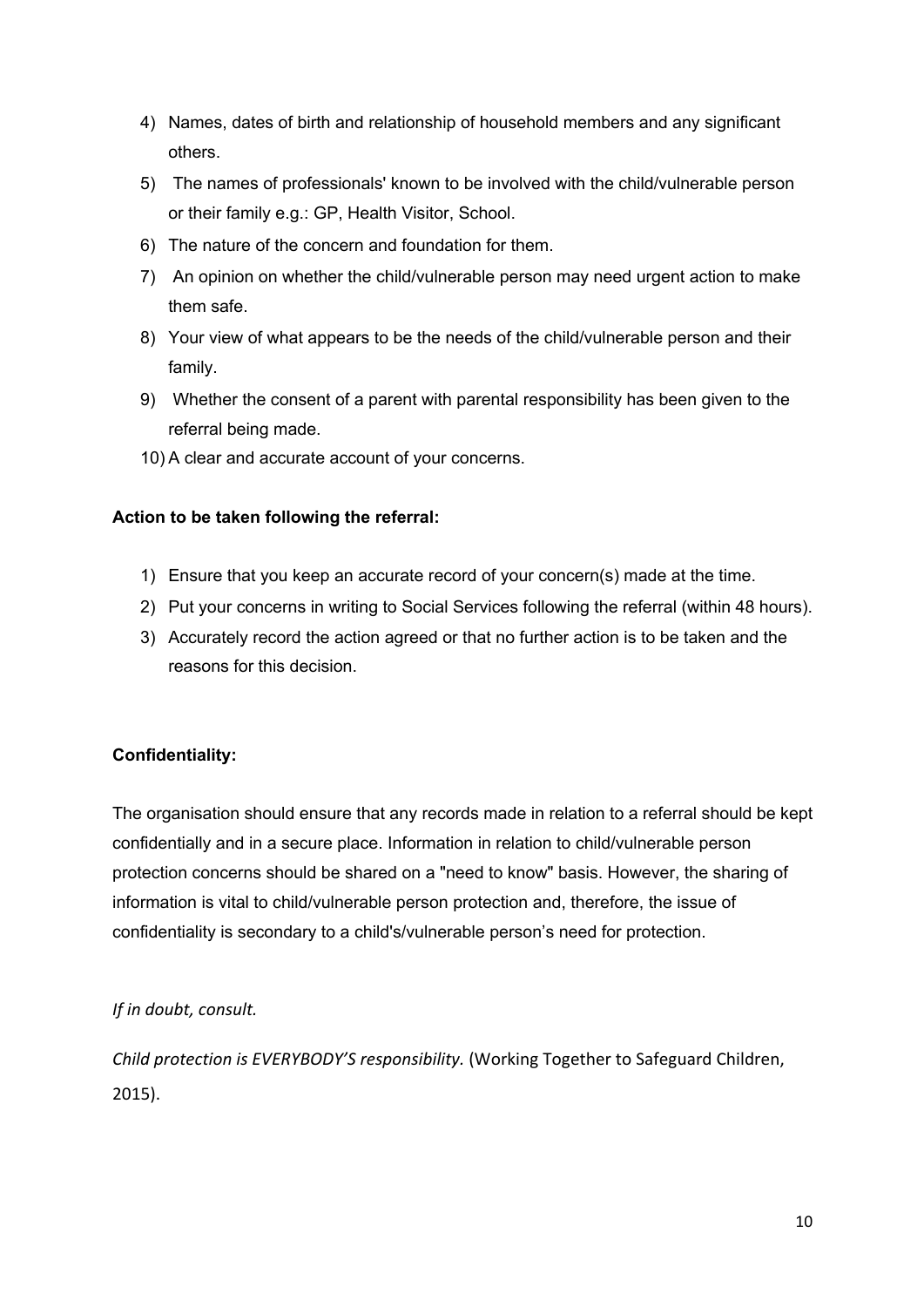4) Names, dates of birth and relationship of household members and any significant others.
5) The names of professionals' known to be involved with the child/vulnerable person or their family e.g.: GP, Health Visitor, School.
6) The nature of the concern and foundation for them.
7) An opinion on whether the child/vulnerable person may need urgent action to make them safe.
8) Your view of what appears to be the needs of the child/vulnerable person and their family.
9) Whether the consent of a parent with parental responsibility has been given to the referral being made.
10) A clear and accurate account of your concerns.

**Action to be taken following the referral:**

1) Ensure that you keep an accurate record of your concern(s) made at the time.
2) Put your concerns in writing to Social Services following the referral (within 48 hours).
3) Accurately record the action agreed or that no further action is to be taken and the reasons for this decision.

**Confidentiality:**

The organisation should ensure that any records made in relation to a referral should be kept confidentially and in a secure place. Information in relation to child/vulnerable person protection concerns should be shared on a "need to know" basis. However, the sharing of information is vital to child/vulnerable person protection and, therefore, the issue of confidentiality is secondary to a child's/vulnerable person's need for protection.

*If in doubt, consult.*

*Child protection is EVERYBODY'S responsibility.* (Working Together to Safeguard Children, 2015).